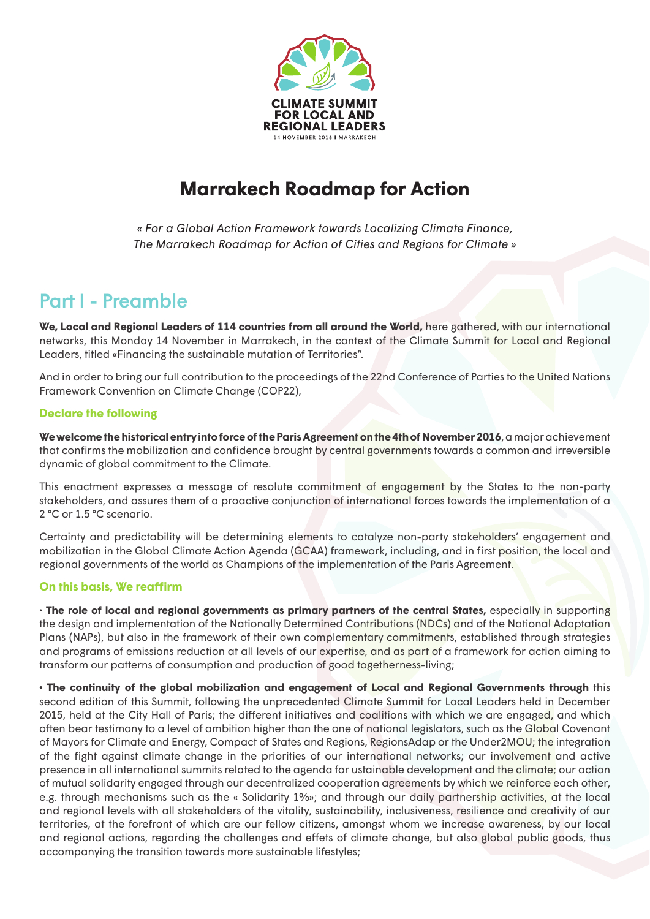CLIMATE SUMMIT FOR LOCAL AND REGIONAL LEADERS

14 NOVEMBER 2016 | MARRAKECH

# Marrakech Roadmap for Action

*« For a Global Action Framework towards Localizing Climate Finance, The Marrakech Roadmap for Action of Cities and Regions for Climate »*

## Part I - Preamble

**We, Local and Regional Leaders of 114 countries from all around the World,** here gathered, with our international networks, this Monday 14 November in Marrakech, in the context of the Climate Summit for Local and Regional Leaders, titled «Financing the sustainable mutation of Territories".

And in order to bring our full contribution to the proceedings of the 22nd Conference of Parties to the United Nations Framework Convention on Climate Change (COP22),

### Declare the following

**We welcome the historical entry into force of the Paris Agreement on the 4th of November 2016**, a major achievement that confirms the mobilization and confidence brought by central governments towards a common and irreversible dynamic of global commitment to the Climate.

This enactment expresses a message of resolute commitment of engagement by the States to the non-party stakeholders, and assures them of a proactive conjunction of international forces towards the implementation of a 2 °C or 1.5 °C scenario.

Certainty and predictability will be determining elements to catalyze non-party stakeholders' engagement and mobilization in the Global Climate Action Agenda (GCAA) framework, including, and in first position, the local and regional governments of the world as Champions of the implementation of the Paris Agreement.

### On this basis, We reaffirm

· **The role of local and regional governments as primary partners of the central States,** especially in supporting the design and implementation of the Nationally Determined Contributions (NDCs) and of the National Adaptation Plans (NAPs), but also in the framework of their own complementary commitments, established through strategies and programs of emissions reduction at all levels of our expertise, and as part of a framework for action aiming to transform our patterns of consumption and production of good togetherness-living;

· **The continuity of the global mobilization and engagement of Local and Regional Governments through** this second edition of this Summit, following the unprecedented Climate Summit for Local Leaders held in December 2015, held at the City Hall of Paris; the different initiatives and coalitions with which we are engaged, and which often bear testimony to a level of ambition higher than the one of national legislators, such as the Global Covenant of Mayors for Climate and Energy, Compact of States and Regions, RegionsAdap or the Under2MOU; the integration of the fight against climate change in the priorities of our international networks; our involvement and active presence in all international summits related to the agenda for ustainable development and the climate; our action of mutual solidarity engaged through our decentralized cooperation agreements by which we reinforce each other, e.g. through mechanisms such as the « Solidarity 1%»; and through our daily partnership activities, at the local and regional levels with all stakeholders of the vitality, sustainability, inclusiveness, resilience and creativity of our territories, at the forefront of which are our fellow citizens, amongst whom we increase awareness, by our local and regional actions, regarding the challenges and effets of climate change, but also global public goods, thus accompanying the transition towards more sustainable lifestyles;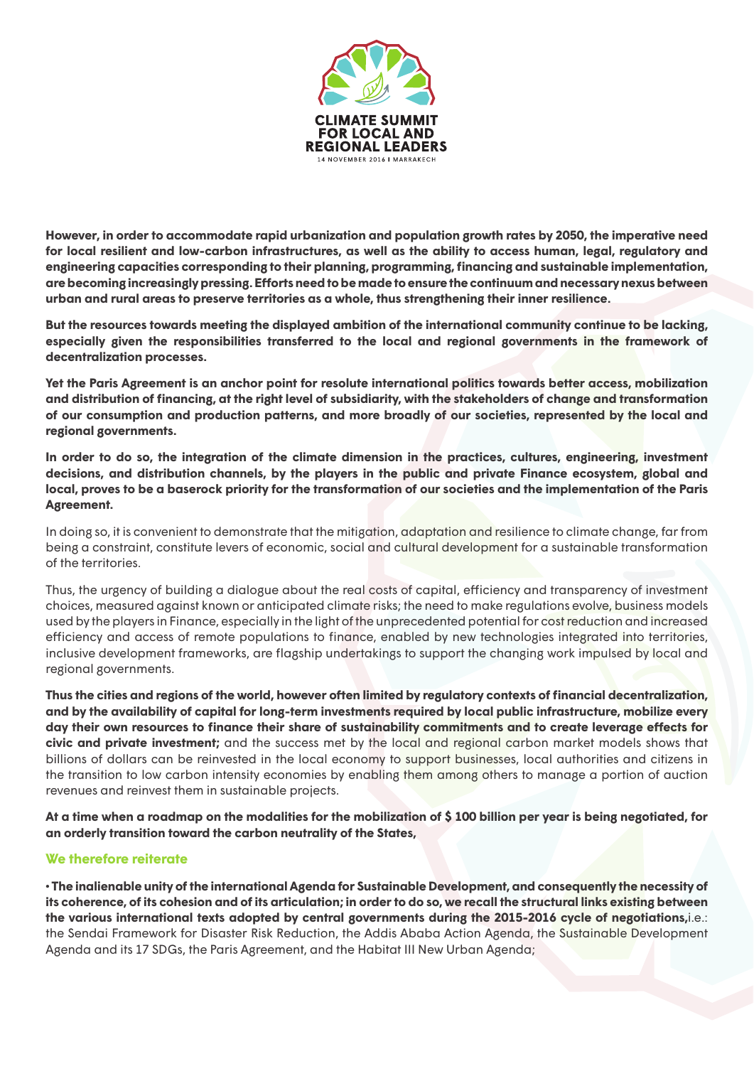**However, in order to accommodate rapid urbanization and population growth rates by 2050, the imperative need for local resilient and low-carbon infrastructures, as well as the ability to access human, legal, regulatory and engineering capacities corresponding to their planning, programming, financing and sustainable implementation, are becoming increasingly pressing. Efforts need to be made to ensure the continuum and necessary nexus between urban and rural areas to preserve territories as a whole, thus strengthening their inner resilience.**

**But the resources towards meeting the displayed ambition of the international community continue to be lacking, especially given the responsibilities transferred to the local and regional governments in the framework of decentralization processes.**

**Yet the Paris Agreement is an anchor point for resolute international politics towards better access, mobilization and distribution of financing, at the right level of subsidiarity, with the stakeholders of change and transformation of our consumption and production patterns, and more broadly of our societies, represented by the local and regional governments.**

**In order to do so, the integration of the climate dimension in the practices, cultures, engineering, investment decisions, and distribution channels, by the players in the public and private Finance ecosystem, global and local, proves to be a baserock priority for the transformation of our societies and the implementation of the Paris Agreement.**

In doing so, it is convenient to demonstrate that the mitigation, adaptation and resilience to climate change, far from being a constraint, constitute levers of economic, social and cultural development for a sustainable transformation of the territories.

Thus, the urgency of building a dialogue about the real costs of capital, efficiency and transparency of investment choices, measured against known or anticipated climate risks; the need to make regulations evolve, business models used by the players in Finance, especially in the light of the unprecedented potential for cost reduction and increased efficiency and access of remote populations to finance, enabled by new technologies integrated into territories, inclusive development frameworks, are flagship undertakings to support the changing work impulsed by local and regional governments.

**Thus the cities and regions of the world, however often limited by regulatory contexts of financial decentralization, and by the availability of capital for long-term investments required by local public infrastructure, mobilize every day their own resources to finance their share of sustainability commitments and to create leverage effects for civic and private investment;** and the success met by the local and regional carbon market models shows that billions of dollars can be reinvested in the local economy to support businesses, local authorities and citizens in the transition to low carbon intensity economies by enabling them among others to manage a portion of auction revenues and reinvest them in sustainable projects.

**At a time when a roadmap on the modalities for the mobilization of $ 100 billion per year is being negotiated, for an orderly transition toward the carbon neutrality of the States,**

### We therefore reiterate

• **The inalienable unity of the international Agenda for Sustainable Development, and consequently the necessity of its coherence, of its cohesion and of its articulation; in order to do so, we recall the structural links existing between the various international texts adopted by central governments during the 2015-2016 cycle of negotiations,** i.e.: the Sendai Framework for Disaster Risk Reduction, the Addis Ababa Action Agenda, the Sustainable Development Agenda and its 17 SDGs, the Paris Agreement, and the Habitat III New Urban Agenda;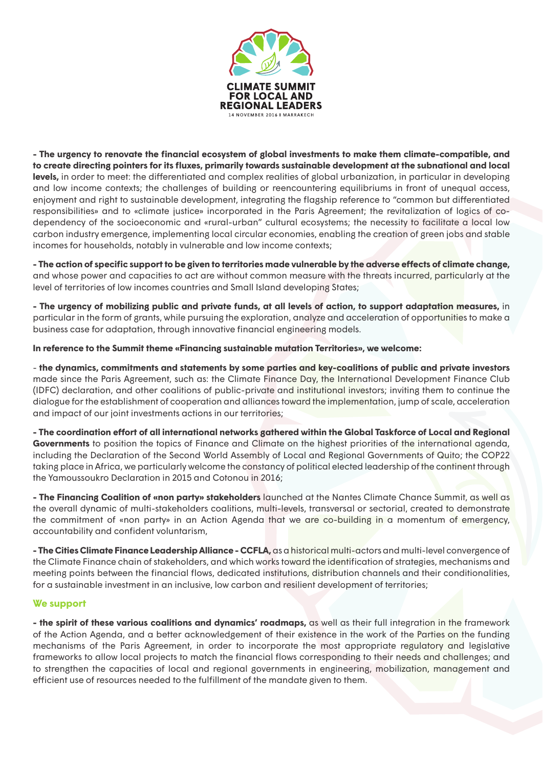**- The urgency to renovate the financial ecosystem of global investments to make them climate-compatible, and to create directing pointers for its fluxes, primarily towards sustainable development at the subnational and local levels,** in order to meet: the differentiated and complex realities of global urbanization, in particular in developing and low income contexts; the challenges of building or reencountering equilibriums in front of unequal access, enjoyment and right to sustainable development, integrating the flagship reference to "common but differentiated responsibilities» and to «climate justice» incorporated in the Paris Agreement; the revitalization of logics of co-dependency of the socioeconomic and «rural-urban" cultural ecosystems; the necessity to facilitate a local low carbon industry emergence, implementing local circular economies, enabling the creation of green jobs and stable incomes for households, notably in vulnerable and low income contexts;

**- The action of specific support to be given to territories made vulnerable by the adverse effects of climate change,** and whose power and capacities to act are without common measure with the threats incurred, particularly at the level of territories of low incomes countries and Small Island developing States;

**- The urgency of mobilizing public and private funds, at all levels of action, to support adaptation measures,** in particular in the form of grants, while pursuing the exploration, analyze and acceleration of opportunities to make a business case for adaptation, through innovative financial engineering models.

**In reference to the Summit theme «Financing sustainable mutation Territories», we welcome:**

- **the dynamics, commitments and statements by some parties and key-coalitions of public and private investors** made since the Paris Agreement, such as: the Climate Finance Day, the International Development Finance Club (IDFC) declaration, and other coalitions of public-private and institutional investors; inviting them to continue the dialogue for the establishment of cooperation and alliances toward the implementation, jump of scale, acceleration and impact of our joint investments actions in our territories;

**- The coordination effort of all international networks gathered within the Global Taskforce of Local and Regional Governments** to position the topics of Finance and Climate on the highest priorities of the international agenda, including the Declaration of the Second World Assembly of Local and Regional Governments of Quito; the COP22 taking place in Africa, we particularly welcome the constancy of political elected leadership of the continent through the Yamoussoukro Declaration in 2015 and Cotonou in 2016;

**- The Financing Coalition of «non party» stakeholders** launched at the Nantes Climate Chance Summit, as well as the overall dynamic of multi-stakeholders coalitions, multi-levels, transversal or sectorial, created to demonstrate the commitment of «non party» in an Action Agenda that we are co-building in a momentum of emergency, accountability and confident voluntarism,

**- The Cities Climate Finance Leadership Alliance - CCFLA,** as a historical multi-actors and multi-level convergence of the Climate Finance chain of stakeholders, and which works toward the identification of strategies, mechanisms and meeting points between the financial flows, dedicated institutions, distribution channels and their conditionalities, for a sustainable investment in an inclusive, low carbon and resilient development of territories;

## We support

**- the spirit of these various coalitions and dynamics' roadmaps,** as well as their full integration in the framework of the Action Agenda, and a better acknowledgement of their existence in the work of the Parties on the funding mechanisms of the Paris Agreement, in order to incorporate the most appropriate regulatory and legislative frameworks to allow local projects to match the financial flows corresponding to their needs and challenges; and to strengthen the capacities of local and regional governments in engineering, mobilization, management and efficient use of resources needed to the fulfillment of the mandate given to them.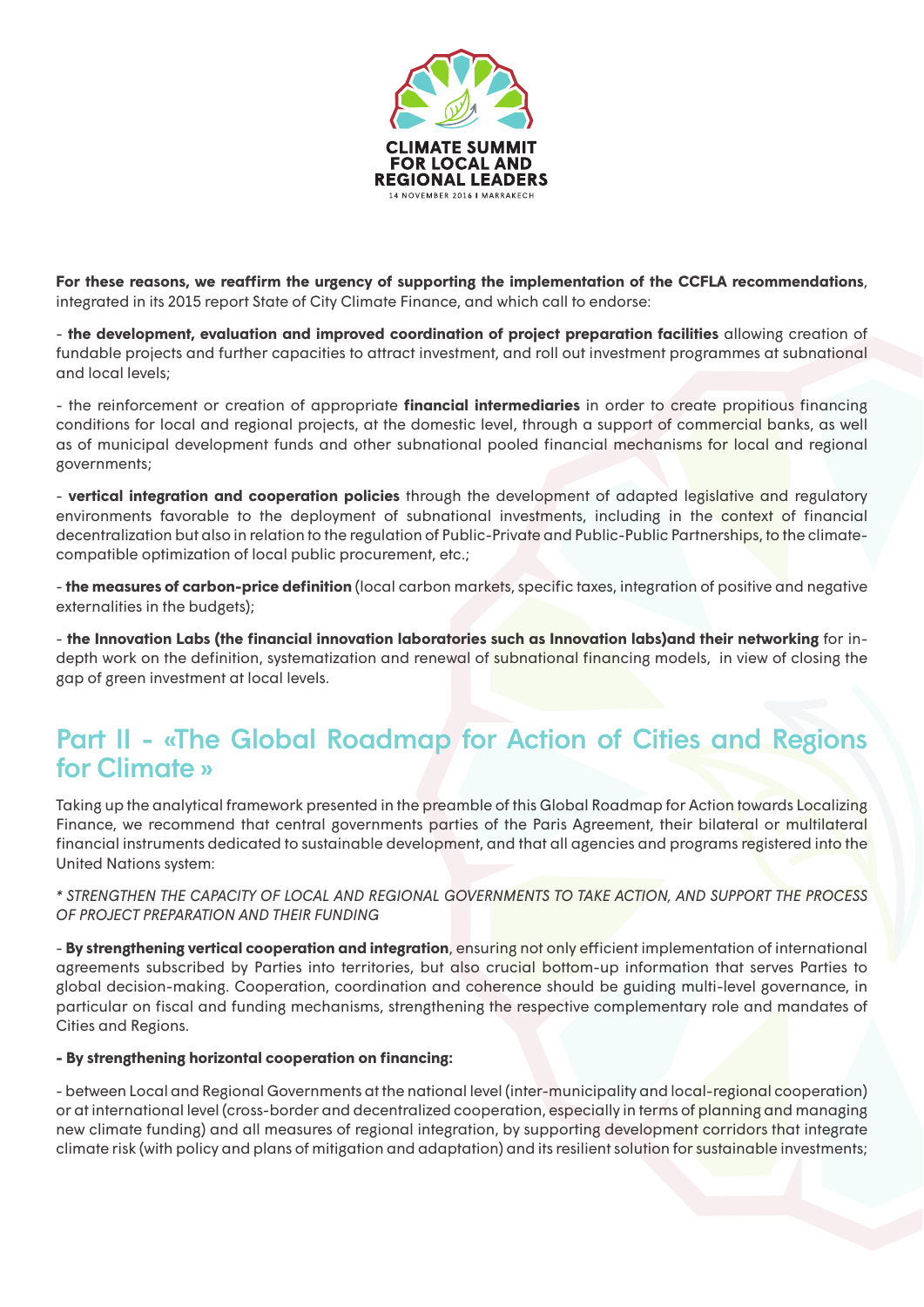**For these reasons, we reaffirm the urgency of supporting the implementation of the CCFLA recommendations**, integrated in its 2015 report State of City Climate Finance, and which call to endorse:

- **the development, evaluation and improved coordination of project preparation facilities** allowing creation of fundable projects and further capacities to attract investment, and roll out investment programmes at subnational and local levels;

- the reinforcement or creation of appropriate **financial intermediaries** in order to create propitious financing conditions for local and regional projects, at the domestic level, through a support of commercial banks, as well as of municipal development funds and other subnational pooled financial mechanisms for local and regional governments;

- **vertical integration and cooperation policies** through the development of adapted legislative and regulatory environments favorable to the deployment of subnational investments, including in the context of financial decentralization but also in relation to the regulation of Public-Private and Public-Public Partnerships, to the climate-compatible optimization of local public procurement, etc.;

- **the measures of carbon-price definition** (local carbon markets, specific taxes, integration of positive and negative externalities in the budgets);

- **the Innovation Labs (the financial innovation laboratories such as Innovation labs)and their networking** for in-depth work on the definition, systematization and renewal of subnational financing models, in view of closing the gap of green investment at local levels.

## Part II - «The Global Roadmap for Action of Cities and Regions for Climate »

Taking up the analytical framework presented in the preamble of this Global Roadmap for Action towards Localizing Finance, we recommend that central governments parties of the Paris Agreement, their bilateral or multilateral financial instruments dedicated to sustainable development, and that all agencies and programs registered into the United Nations system:

*\* STRENGTHEN THE CAPACITY OF LOCAL AND REGIONAL GOVERNMENTS TO TAKE ACTION, AND SUPPORT THE PROCESS OF PROJECT PREPARATION AND THEIR FUNDING*

- **By strengthening vertical cooperation and integration**, ensuring not only efficient implementation of international agreements subscribed by Parties into territories, but also crucial bottom-up information that serves Parties to global decision-making. Cooperation, coordination and coherence should be guiding multi-level governance, in particular on fiscal and funding mechanisms, strengthening the respective complementary role and mandates of Cities and Regions.

**- By strengthening horizontal cooperation on financing:**

- between Local and Regional Governments at the national level (inter-municipality and local-regional cooperation) or at international level (cross-border and decentralized cooperation, especially in terms of planning and managing new climate funding) and all measures of regional integration, by supporting development corridors that integrate climate risk (with policy and plans of mitigation and adaptation) and its resilient solution for sustainable investments;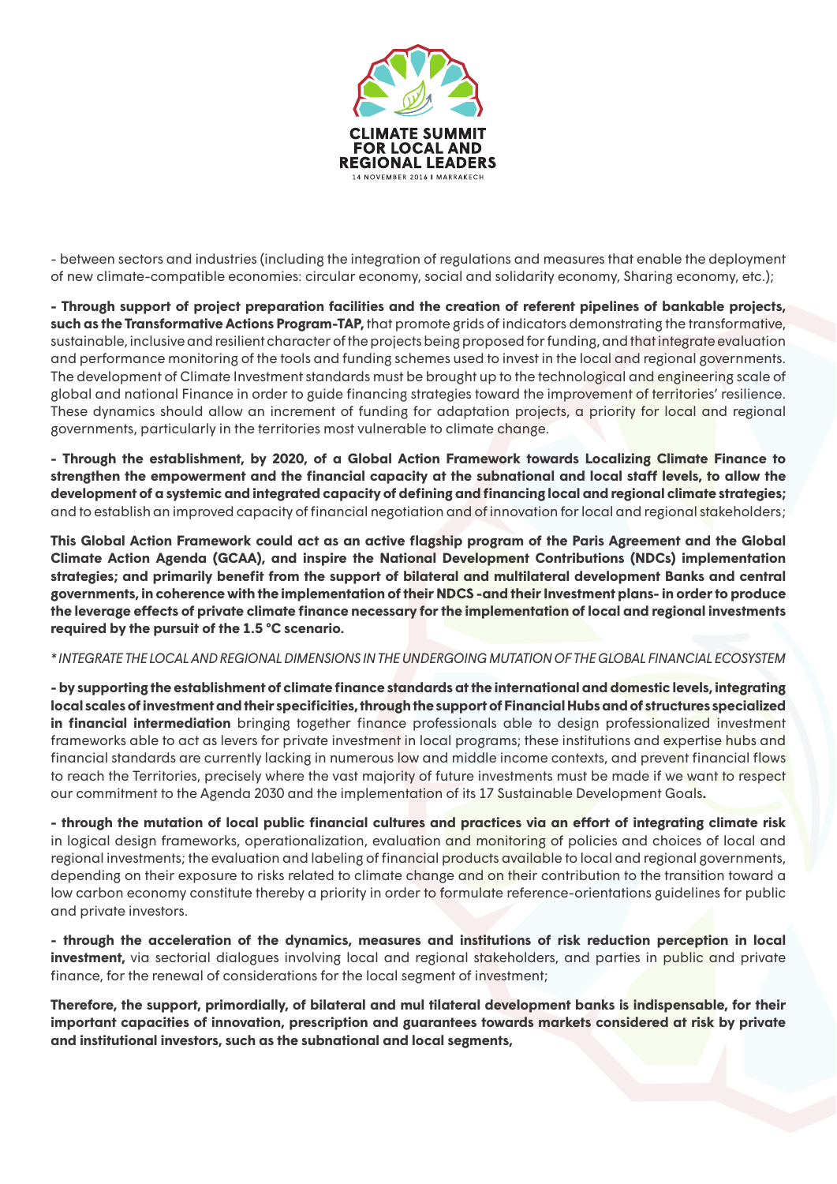- between sectors and industries (including the integration of regulations and measures that enable the deployment of new climate-compatible economies: circular economy, social and solidarity economy, Sharing economy, etc.);

**- Through support of project preparation facilities and the creation of referent pipelines of bankable projects, such as the Transformative Actions Program-TAP,** that promote grids of indicators demonstrating the transformative, sustainable, inclusive and resilient character of the projects being proposed for funding, and that integrate evaluation and performance monitoring of the tools and funding schemes used to invest in the local and regional governments. The development of Climate Investment standards must be brought up to the technological and engineering scale of global and national Finance in order to guide financing strategies toward the improvement of territories' resilience. These dynamics should allow an increment of funding for adaptation projects, a priority for local and regional governments, particularly in the territories most vulnerable to climate change.

**- Through the establishment, by 2020, of a Global Action Framework towards Localizing Climate Finance to strengthen the empowerment and the financial capacity at the subnational and local staff levels, to allow the development of a systemic and integrated capacity of defining and financing local and regional climate strategies;** and to establish an improved capacity of financial negotiation and of innovation for local and regional stakeholders;

**This Global Action Framework could act as an active flagship program of the Paris Agreement and the Global Climate Action Agenda (GCAA), and inspire the National Development Contributions (NDCs) implementation strategies; and primarily benefit from the support of bilateral and multilateral development Banks and central governments, in coherence with the implementation of their NDCS -and their Investment plans- in order to produce the leverage effects of private climate finance necessary for the implementation of local and regional investments required by the pursuit of the 1.5 °C scenario.**

*\* INTEGRATE THE LOCAL AND REGIONAL DIMENSIONS IN THE UNDERGOING MUTATION OF THE GLOBAL FINANCIAL ECOSYSTEM*

**- by supporting the establishment of climate finance standards at the international and domestic levels, integrating local scales of investment and their specificities, through the support of Financial Hubs and of structures specialized in financial intermediation** bringing together finance professionals able to design professionalized investment frameworks able to act as levers for private investment in local programs; these institutions and expertise hubs and financial standards are currently lacking in numerous low and middle income contexts, and prevent financial flows to reach the Territories, precisely where the vast majority of future investments must be made if we want to respect our commitment to the Agenda 2030 and the implementation of its 17 Sustainable Development Goals**.**

**- through the mutation of local public financial cultures and practices via an effort of integrating climate risk** in logical design frameworks, operationalization, evaluation and monitoring of policies and choices of local and regional investments; the evaluation and labeling of financial products available to local and regional governments, depending on their exposure to risks related to climate change and on their contribution to the transition toward a low carbon economy constitute thereby a priority in order to formulate reference-orientations guidelines for public and private investors.

**- through the acceleration of the dynamics, measures and institutions of risk reduction perception in local investment,** via sectorial dialogues involving local and regional stakeholders, and parties in public and private finance, for the renewal of considerations for the local segment of investment;

**Therefore, the support, primordially, of bilateral and mul tilateral development banks is indispensable, for their important capacities of innovation, prescription and guarantees towards markets considered at risk by private and institutional investors, such as the subnational and local segments,**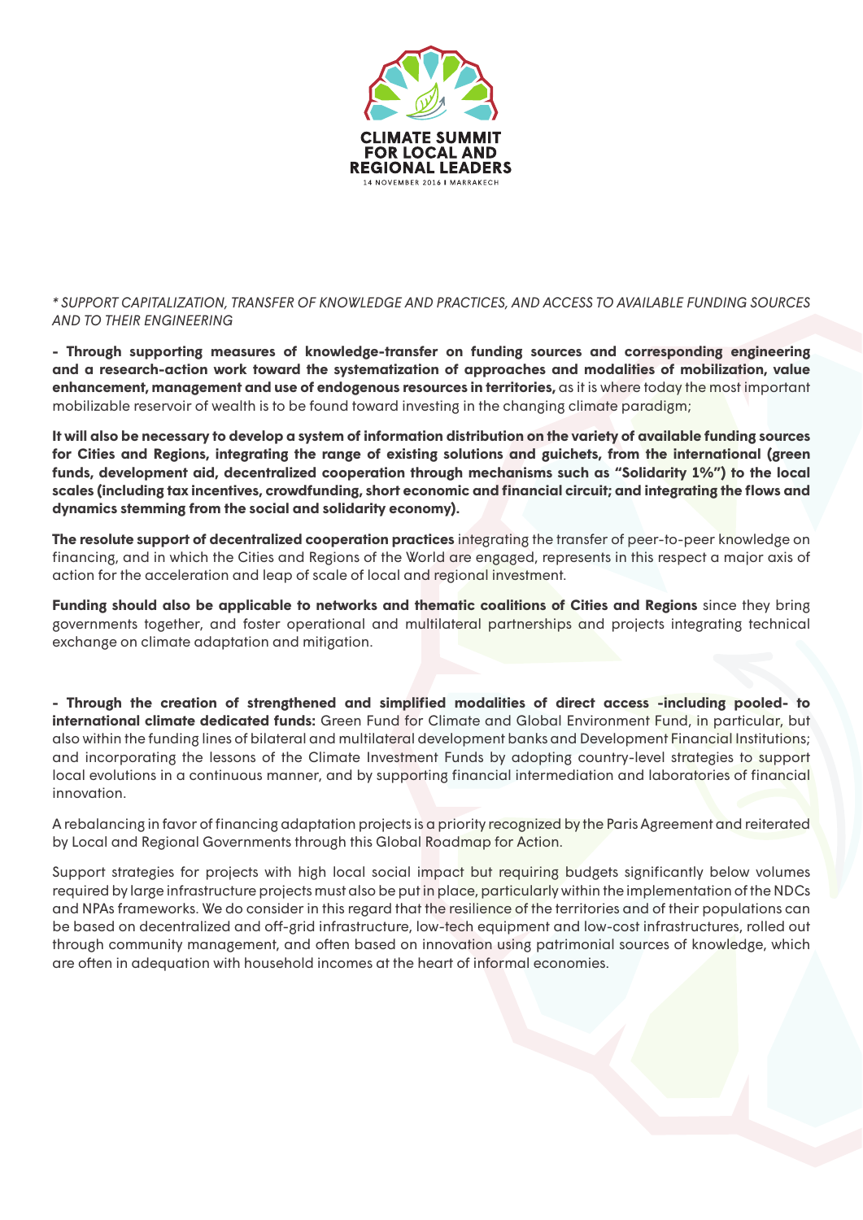*\* SUPPORT CAPITALIZATION, TRANSFER OF KNOWLEDGE AND PRACTICES, AND ACCESS TO AVAILABLE FUNDING SOURCES AND TO THEIR ENGINEERING*

**- Through supporting measures of knowledge-transfer on funding sources and corresponding engineering and a research-action work toward the systematization of approaches and modalities of mobilization, value enhancement, management and use of endogenous resources in territories,** as it is where today the most important mobilizable reservoir of wealth is to be found toward investing in the changing climate paradigm;

**It will also be necessary to develop a system of information distribution on the variety of available funding sources for Cities and Regions, integrating the range of existing solutions and guichets, from the international (green funds, development aid, decentralized cooperation through mechanisms such as "Solidarity 1%") to the local scales (including tax incentives, crowdfunding, short economic and financial circuit; and integrating the flows and dynamics stemming from the social and solidarity economy).**

**The resolute support of decentralized cooperation practices** integrating the transfer of peer-to-peer knowledge on financing, and in which the Cities and Regions of the World are engaged, represents in this respect a major axis of action for the acceleration and leap of scale of local and regional investment.

**Funding should also be applicable to networks and thematic coalitions of Cities and Regions** since they bring governments together, and foster operational and multilateral partnerships and projects integrating technical exchange on climate adaptation and mitigation.

**- Through the creation of strengthened and simplified modalities of direct access -including pooled- to international climate dedicated funds:** Green Fund for Climate and Global Environment Fund, in particular, but also within the funding lines of bilateral and multilateral development banks and Development Financial Institutions; and incorporating the lessons of the Climate Investment Funds by adopting country-level strategies to support local evolutions in a continuous manner, and by supporting financial intermediation and laboratories of financial innovation.

A rebalancing in favor of financing adaptation projects is a priority recognized by the Paris Agreement and reiterated by Local and Regional Governments through this Global Roadmap for Action.

Support strategies for projects with high local social impact but requiring budgets significantly below volumes required by large infrastructure projects must also be put in place, particularly within the implementation of the NDCs and NPAs frameworks. We do consider in this regard that the resilience of the territories and of their populations can be based on decentralized and off-grid infrastructure, low-tech equipment and low-cost infrastructures, rolled out through community management, and often based on innovation using patrimonial sources of knowledge, which are often in adequation with household incomes at the heart of informal economies.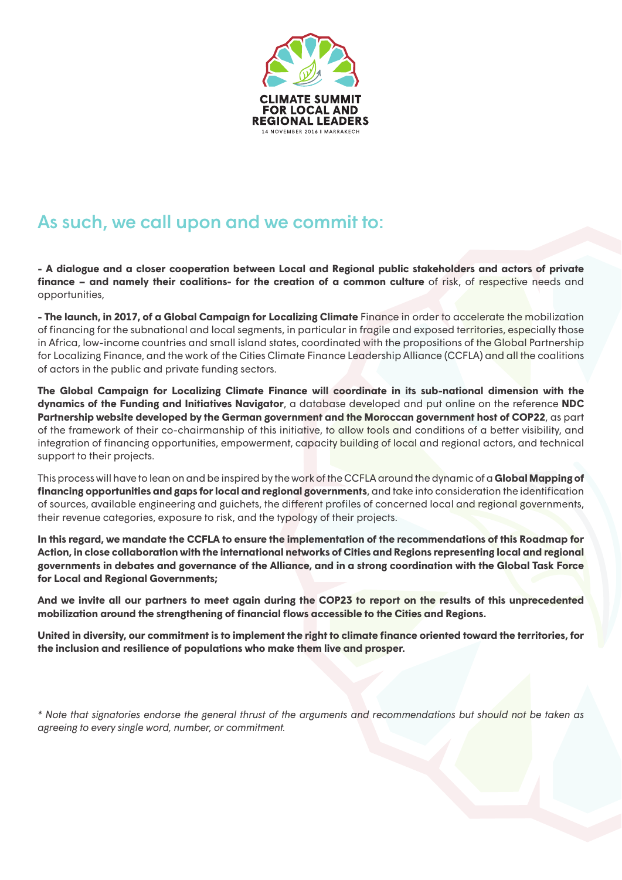CLIMATE SUMMIT FOR LOCAL AND REGIONAL LEADERS
14 NOVEMBER 2016 I MARRAKECH

## As such, we call upon and we commit to:

**- A dialogue and a closer cooperation between Local and Regional public stakeholders and actors of private finance – and namely their coalitions- for the creation of a common culture** of risk, of respective needs and opportunities,

**- The launch, in 2017, of a Global Campaign for Localizing Climate** Finance in order to accelerate the mobilization of financing for the subnational and local segments, in particular in fragile and exposed territories, especially those in Africa, low-income countries and small island states, coordinated with the propositions of the Global Partnership for Localizing Finance, and the work of the Cities Climate Finance Leadership Alliance (CCFLA) and all the coalitions of actors in the public and private funding sectors.

**The Global Campaign for Localizing Climate Finance will coordinate in its sub-national dimension with the dynamics of the Funding and Initiatives Navigator**, a database developed and put online on the reference **NDC Partnership website developed by the German government and the Moroccan government host of COP22**, as part of the framework of their co-chairmanship of this initiative, to allow tools and conditions of a better visibility, and integration of financing opportunities, empowerment, capacity building of local and regional actors, and technical support to their projects.

This process will have to lean on and be inspired by the work of the CCFLA around the dynamic of a **Global Mapping of financing opportunities and gaps for local and regional governments**, and take into consideration the identification of sources, available engineering and guichets, the different profiles of concerned local and regional governments, their revenue categories, exposure to risk, and the typology of their projects.

**In this regard, we mandate the CCFLA to ensure the implementation of the recommendations of this Roadmap for Action, in close collaboration with the international networks of Cities and Regions representing local and regional governments in debates and governance of the Alliance, and in a strong coordination with the Global Task Force for Local and Regional Governments;**

**And we invite all our partners to meet again during the COP23 to report on the results of this unprecedented mobilization around the strengthening of financial flows accessible to the Cities and Regions.**

**United in diversity, our commitment is to implement the right to climate finance oriented toward the territories, for the inclusion and resilience of populations who make them live and prosper.**

*\* Note that signatories endorse the general thrust of the arguments and recommendations but should not be taken as agreeing to every single word, number, or commitment.*